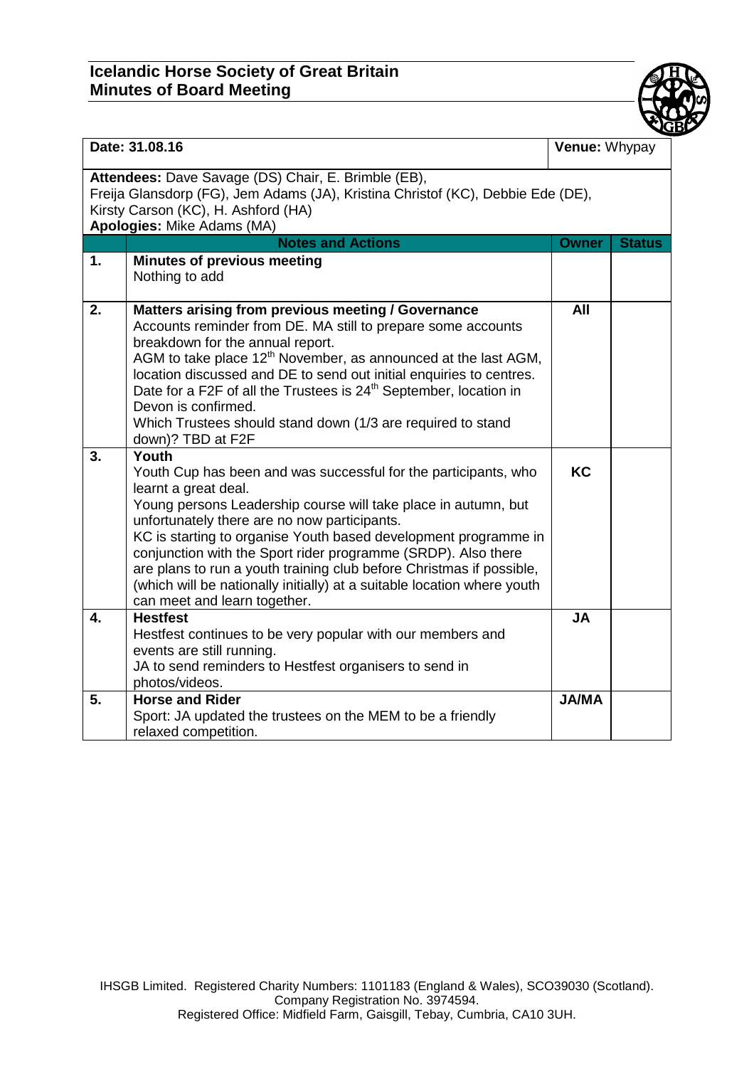# Icelandic Horse Society of Great Britain
## Minutes of Board Meeting

| **Date:** 31.08.16 | | **Venue:** Whypay | |
|---|---|---|---|
| **Attendees:** Dave Savage (DS) Chair, E. Brimble (EB), Freija Glansdorp (FG), Jem Adams (JA), Kristina Christof (KC), Debbie Ede (DE), Kirsty Carson (KC), H. Ashford (HA) **Apologies:** Mike Adams (MA) | | | |
| | **Notes and Actions** | **Owner** | **Status** |
| **1.** | **Minutes of previous meeting**<br>Nothing to add | | |
| **2.** | **Matters arising from previous meeting / Governance**<br>Accounts reminder from DE. MA still to prepare some accounts breakdown for the annual report.<br>AGM to take place 12th November, as announced at the last AGM, location discussed and DE to send out initial enquiries to centres.<br>Date for a F2F of all the Trustees is 24th September, location in Devon is confirmed.<br>Which Trustees should stand down (1/3 are required to stand down)? TBD at F2F | **All** | |
| **3.** | **Youth**<br>Youth Cup has been and was successful for the participants, who learnt a great deal.<br>Young persons Leadership course will take place in autumn, but unfortunately there are no now participants.<br>KC is starting to organise Youth based development programme in conjunction with the Sport rider programme (SRDP). Also there are plans to run a youth training club before Christmas if possible, (which will be nationally initially) at a suitable location where youth can meet and learn together. | **KC** | |
| **4.** | **Hestfest**<br>Hestfest continues to be very popular with our members and events are still running.<br>JA to send reminders to Hestfest organisers to send in photos/videos. | **JA** | |
| **5.** | **Horse and Rider**<br>Sport: JA updated the trustees on the MEM to be a friendly relaxed competition. | **JA/MA** | |

IHSGB Limited. Registered Charity Numbers: 1101183 (England & Wales), SCO39030 (Scotland).
Company Registration No. 3974594.
Registered Office: Midfield Farm, Gaisgill, Tebay, Cumbria, CA10 3UH.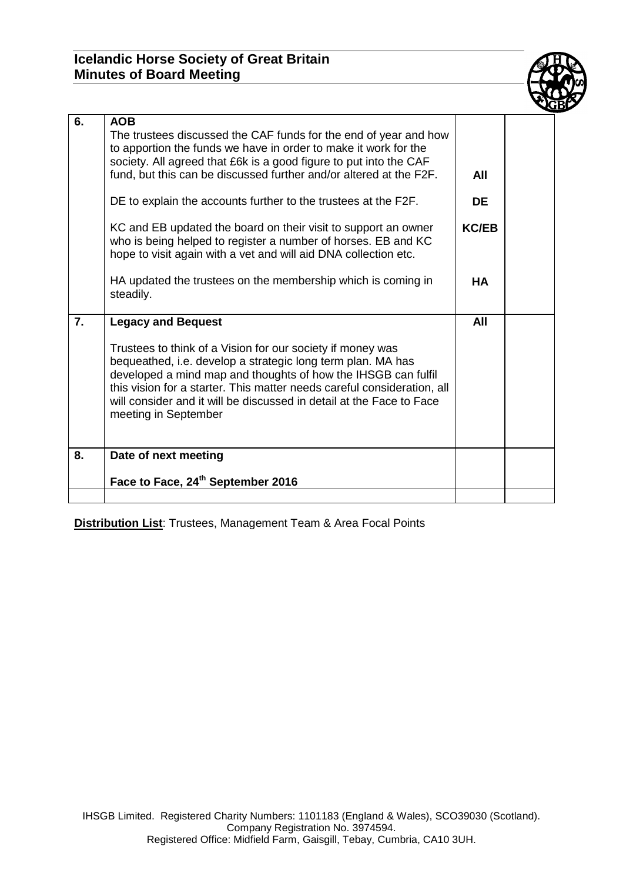| | | | |
|---|---|---|---|
| **6.** | **AOB**<br>The trustees discussed the CAF funds for the end of year and how to apportion the funds we have in order to make it work for the society. All agreed that £6k is a good figure to put into the CAF fund, but this can be discussed further and/or altered at the F2F. | **All** | |
| | DE to explain the accounts further to the trustees at the F2F. | **DE** | |
| | KC and EB updated the board on their visit to support an owner who is being helped to register a number of horses. EB and KC hope to visit again with a vet and will aid DNA collection etc. | **KC/EB** | |
| | HA updated the trustees on the membership which is coming in steadily. | **HA** | |
| **7.** | **Legacy and Bequest**<br><br>Trustees to think of a Vision for our society if money was bequeathed, i.e. develop a strategic long term plan. MA has developed a mind map and thoughts of how the IHSGB can fulfil this vision for a starter. This matter needs careful consideration, all will consider and it will be discussed in detail at the Face to Face meeting in September | **All** | |
| **8.** | **Date of next meeting**<br><br>**Face to Face, 24th September 2016** | | |
| | | | |

**Distribution List**: Trustees, Management Team & Area Focal Points

IHSGB Limited. Registered Charity Numbers: 1101183 (England & Wales), SCO39030 (Scotland).
Company Registration No. 3974594.
Registered Office: Midfield Farm, Gaisgill, Tebay, Cumbria, CA10 3UH.